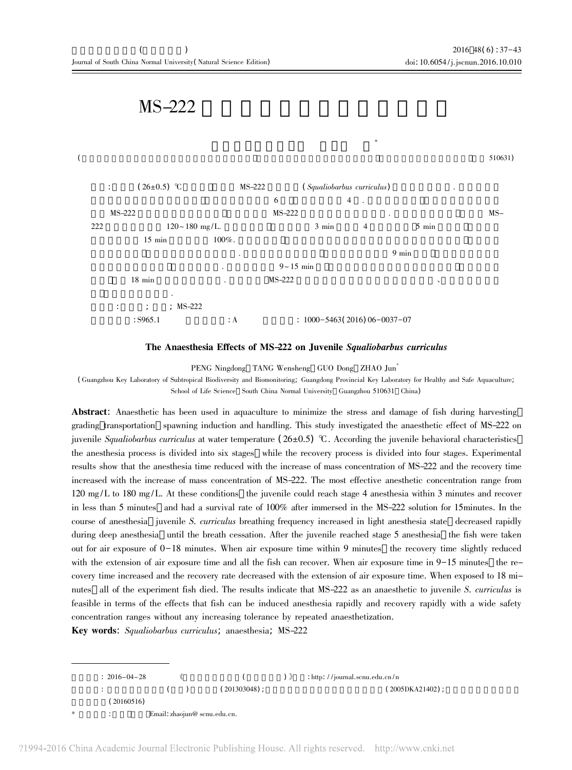# MS-222

\*

( 510631)

: (26±0.5) ℃ MS-222 (*Squaliobarbus curriculus*) .

6 4 .

MS-222 MS-222 . MS-222 120~180 mg/L. 3 min 4 5 min

15 min 100%.

. 9 min

. 9~15 min

18 min . MS-222 、

.

: ; ; MS-222

:S965.1 :A : 1000-5463(2016)06-0037-07

### The Anaesthesia Effects of MS-222 on Juvenile *Squaliobarbus curriculus*

PENG Ningdong, TANG Wensheng, GUO Dong, ZHAO Jun\*

(Guangzhou Key Laboratory of Subtropical Biodiversity and Biomonitoring; Guangdong Provincial Key Laboratory for Healthy and Safe Aquaculture; School of Life Science, South China Normal University, Guangzhou 510631, China)

**Abstract**: Anaesthetic has been used in aquaculture to minimize the stress and damage of fish during harvesting, grading, transportation, spawning induction and handling. This study investigated the anaesthetic effect of MS-222 on juvenile *Squaliobarbus curriculus* at water temperature (26±0.5) ℃. According the juvenile behavioral characteristics, the anesthesia process is divided into six stages, while the recovery process is divided into four stages. Experimental results show that the anesthesia time reduced with the increase of mass concentration of MS-222 and the recovery time increased with the increase of mass concentration of MS-222. The most effective anesthetic concentration range from 120 mg/L to 180 mg/L. At these conditions, the juvenile could reach stage 4 anesthesia within 3 minutes and recover in less than 5 minutes, and had a survival rate of 100% after immersed in the MS-222 solution for 15minutes. In the course of anesthesia, juvenile *S. curriculus* breathing frequency increased in light anesthesia state, decreased rapidly during deep anesthesia, until the breath cessation. After the juvenile reached stage 5 anesthesia, the fish were taken out for air exposure of 0-18 minutes. When air exposure time within 9 minutes, the recovery time slightly reduced with the extension of air exposure time and all the fish can recover. When air exposure time in 9-15 minutes, the recovery time increased and the recovery rate decreased with the extension of air exposure time. When exposed to 18 minutes, all of the experiment fish died. The results indicate that MS-222 as an anaesthetic to juvenile *S. curriculus* is feasible in terms of the effects that fish can be induced anesthesia rapidly and recovery rapidly with a wide safety concentration ranges without any increasing tolerance by repeated anaesthetization.

**Key words**: *Squaliobarbus curriculus*; anaesthesia; MS-222

---

: 2016-04-28 《 ( )》 :http://journal.scnu.edu.cn/n

: ( ) (201303048); (2005DKA21402);

(20160516)

\* : Email: zhaojun@scnu.edu.cn.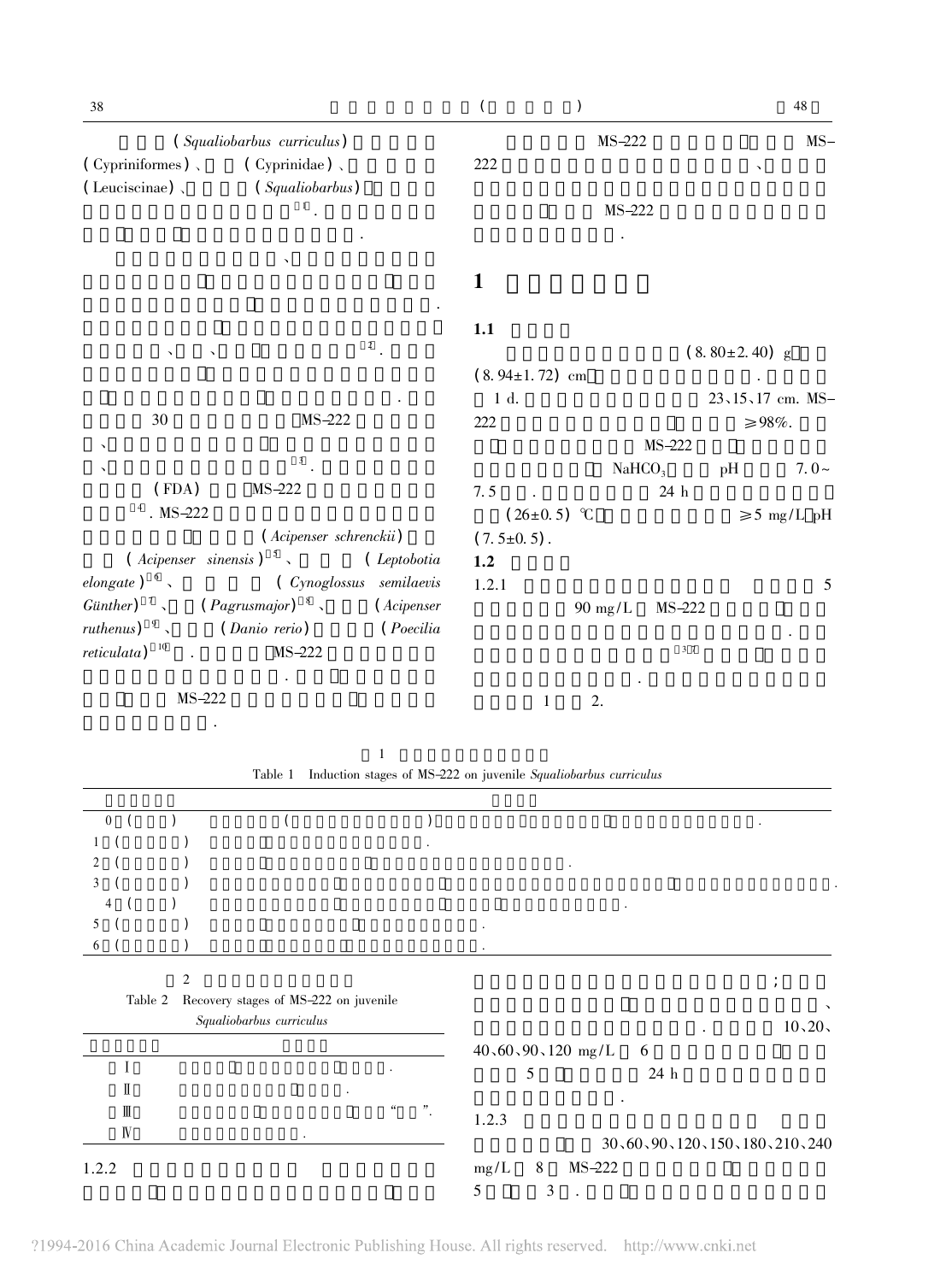(*Squaliobarbus curriculus*)
(Cypriniformes)、 (Cyprinidae)、
(Leuciscinae)、 (*Squaliobarbus*)
[1].
.

、
.

、 、 [2].
.

30 MS-222
、
、 [3].
(FDA) MS-222
[4]. MS-222
(*Acipenser schrenckii*)
(*Acipenser sinensis*)[5]、 (*Leptobotia elongate*)[6]、 (*Cynoglossus semilaevis Günther*)[7]、 (*Pagrusmajor*)[8]、 (*Acipenser ruthenus*)[9]、 (*Danio rerio*) (*Poecilia reticulata*)[10]. MS-222
.
MS-222
.

MS-222 MS-222 、
MS-222
.

## 1

### 1.1

(8.80±2.40) g (8.94±1.72) cm . 1 d. 23、15、17 cm. MS-222 ≥98%. MS-222 $NaHCO_3$ pH 7.0~7.5 . 24 h (26±0.5) ℃ ≥5 mg/L pH (7.5±0.5).

### 1.2

1.2.1 5 90 mg/L MS-222 . [3,7] . 1 2.

1
Table 1 Induction stages of MS-222 on juvenile *Squaliobarbus curriculus*

| | |
|---|---|
| 0 ( ) | ( ) . |
| 1 ( ) | . |
| 2 ( ) | . |
| 3 ( ) | . |
| 4 ( ) | . |
| 5 ( ) | . |
| 6 ( ) | . |

2
Table 2 Recovery stages of MS-222 on juvenile *Squaliobarbus curriculus*

| | |
|---|---|
| Ⅰ | . |
| Ⅱ | . |
| Ⅲ | " ". |
| Ⅳ | . |

1.2.2

; 、 . 10、20、40、60、90、120 mg/L 6 5 24 h .

1.2.3 30、60、90、120、150、180、210、240 mg/L 8 MS-222 5 3 .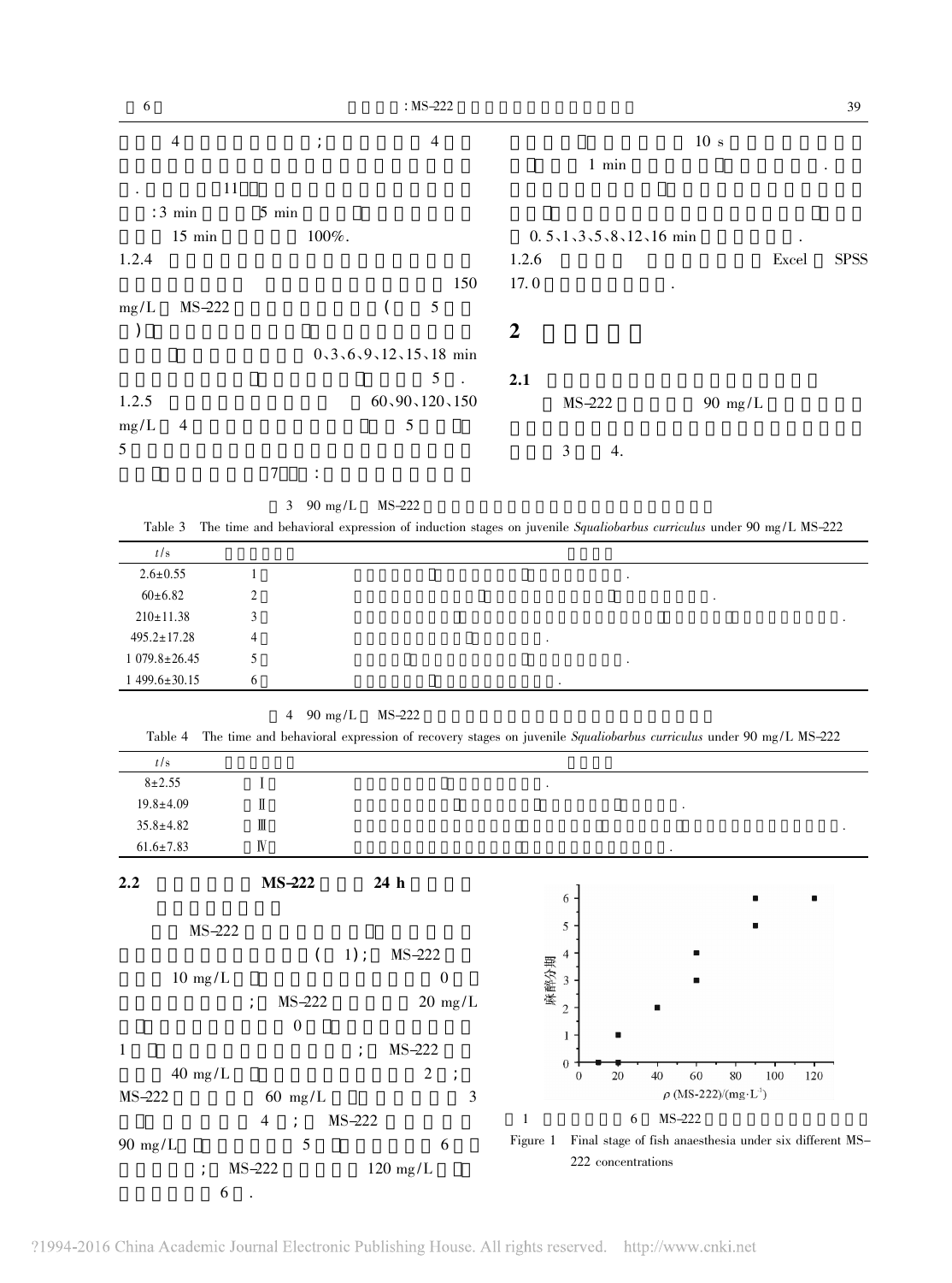4 ；4 . 11 :3 min 5 min 15 min 100%.

1.2.4 150 mg/L MS-222 ( 5 ) 0、3、6、9、12、15、18 min 5 .

1.2.5 60、90、120、150 mg/L 4 5 5 7 :

10 s 1 min . 0.5、1、3、5、8、12、16 min .

1.2.6 Excel SPSS 17.0 .

## 2

### 2.1

MS-222 90 mg/L 3 4.

3 90 mg/L MS-222

Table 3 The time and behavioral expression of induction stages on juvenile *Squaliobarbus curriculus* under 90 mg/L MS-222

| $t$/s | | |
|---|---|---|
| 2.6±0.55 | 1 | . |
| 60±6.82 | 2 | . |
| 210±11.38 | 3 | . |
| 495.2±17.28 | 4 | . |
| 1 079.8±26.45 | 5 | . |
| 1 499.6±30.15 | 6 | . |

4 90 mg/L MS-222

Table 4 The time and behavioral expression of recovery stages on juvenile *Squaliobarbus curriculus* under 90 mg/L MS-222

| $t$/s | | |
|---|---|---|
| 8±2.55 | Ⅰ | . |
| 19.8±4.09 | Ⅱ | . |
| 35.8±4.82 | Ⅲ | . |
| 61.6±7.83 | Ⅳ | . |

### 2.2 MS-222 24 h

MS-222 ( 1)；MS-222 10 mg/L 0 ；MS-222 20 mg/L 0 1 ；MS-222 40 mg/L 2 ；MS-222 60 mg/L 3 4 ；MS-222 90 mg/L 5 6 ；MS-222 120 mg/L 6 .

1 6 MS-222

Figure 1 Final stage of fish anaesthesia under six different MS-222 concentrations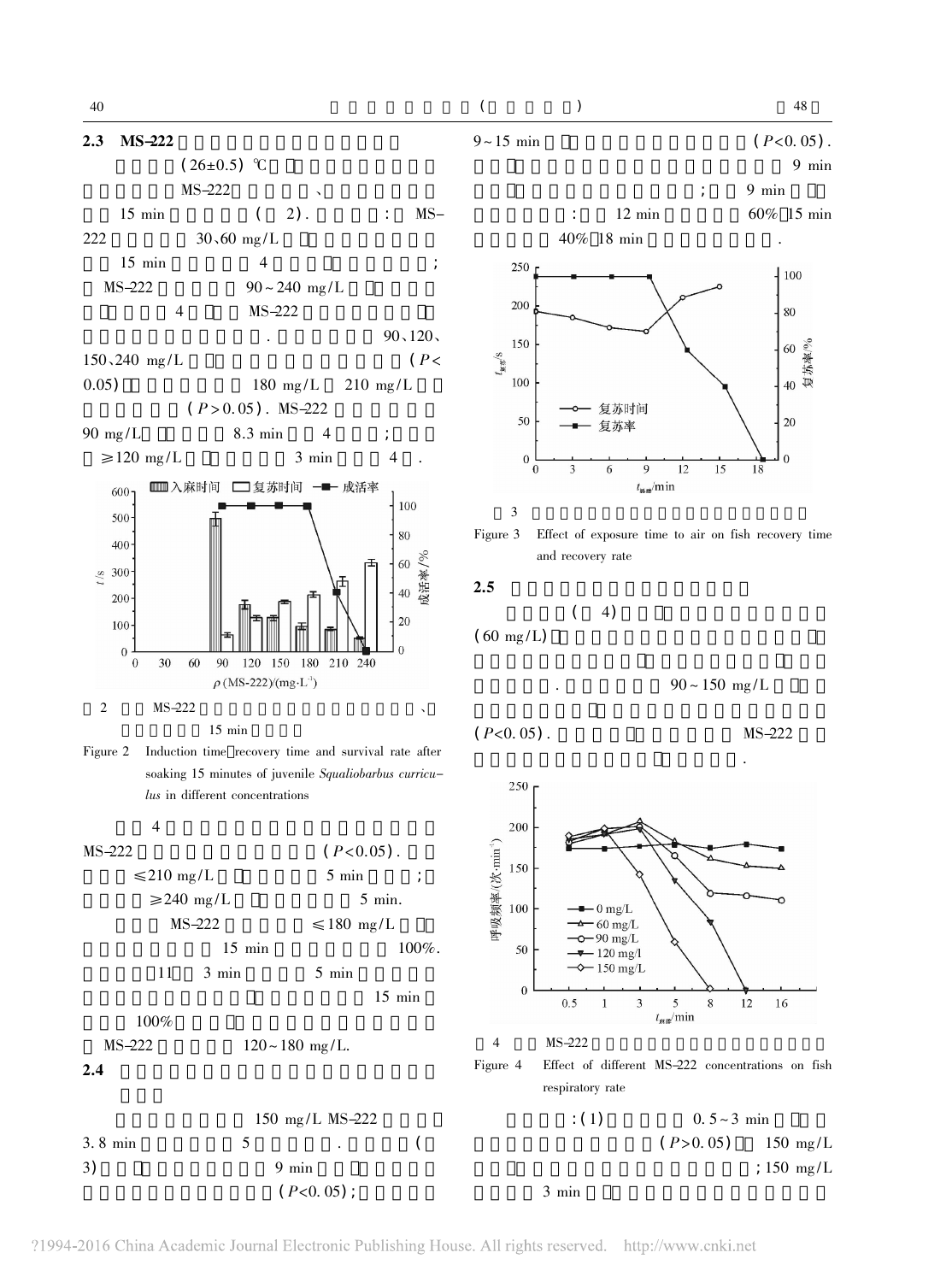## 2.3 MS-222

(26±0.5) ℃

MS-222 、

15 min ( 2). : MS-222 30、60 mg/L

15 min 4 ;

MS-222 90~240 mg/L

4 MS-222

. 90、120、150、240 mg/L ($P<0.05$) 180 mg/L 210 mg/L ($P>0.05$). MS-222

90 mg/L 8.3 min 4 ;

≥120 mg/L 3 min 4 .

2 MS-222 、 15 min

Figure 2 Induction time recovery time and survival rate after soaking 15 minutes of juvenile *Squaliobarbus curriculus* in different concentrations

4

MS-222 ($P<0.05$).

≤210 mg/L 5 min ;

≥240 mg/L 5 min.

MS-222 ≤180 mg/L

15 min 100%.

11 3 min 5 min

15 min

100%

MS-222 120~180 mg/L.

## 2.4

150 mg/L MS-222

3.8 min 5 . (

3) 9 min

($P<0.05$);

9~15 min ($P<0.05$).

9 min

; 9 min

: 12 min 60% 15 min

40% 18 min .

3

Figure 3 Effect of exposure time to air on fish recovery time and recovery rate

## 2.5

( 4)

(60 mg/L)

. 90~150 mg/L

($P<0.05$). MS-222

.

4 MS-222

Figure 4 Effect of different MS-222 concentrations on fish respiratory rate

: (1) 0.5~3 min

($P>0.05$) 150 mg/L

; 150 mg/L

3 min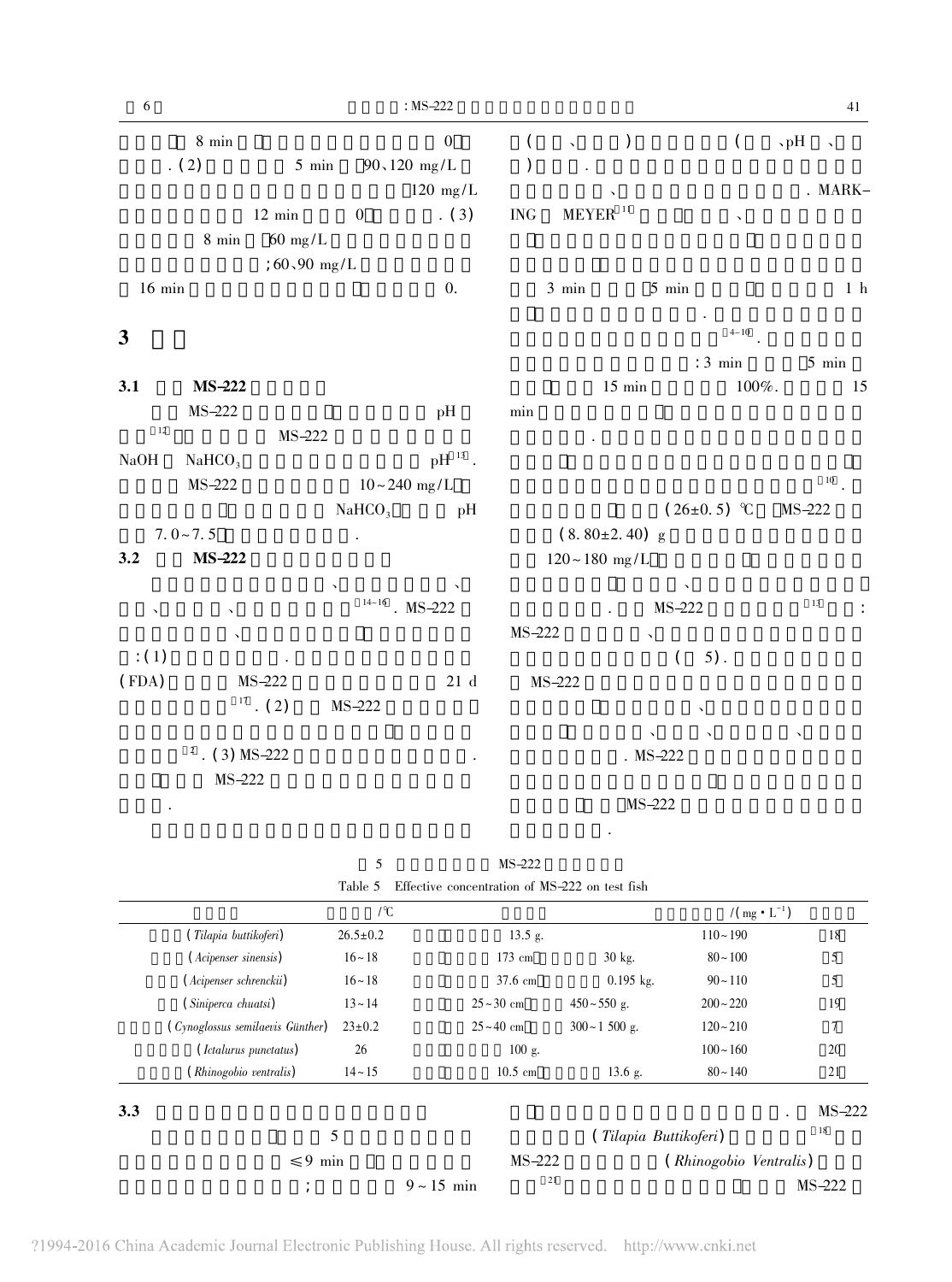8 min 0 . (2) 5 min 90、120 mg/L 120 mg/L 12 min 0 . (3) 8 min 60 mg/L ;60、90 mg/L 16 min 0.

## 3

### 3.1 MS-222

MS-222 pH [12] MS-222 NaOH $NaHCO_3$ pH[13]. MS-222 10~240 mg/L $NaHCO_3$ pH 7.0~7.5 .

### 3.2 MS-222

、 、 、 、 [14-16]. MS-222 、 :(1) . (FDA) MS-222 21 d [17]. (2) MS-222 [2]. (3) MS-222 . MS-222 .

( 、 ) ( 、pH 、 ) . 、 . MARKING MEYER[11] 、 3 min 5 min 1 h . [4-10]. : 3 min 5 min 15 min 100%. 15 min . [10]. (26±0.5) ℃ MS-222 (8.80±2.40) g 120~180 mg/L 、 . MS-222 [13] : MS-222 、 ( 5). MS-222 、 、 、 、 . MS-222 MS-222 .

表 5 MS-222

Table 5 Effective concentration of MS-222 on test fish

| | /℃ | | /(mg·L⁻¹) | |
|---|---|---|---|---|
| (*Tilapia buttikoferi*) | 26.5±0.2 | 13.5 g. | 110~190 | 18 |
| (*Acipenser sinensis*) | 16~18 | 173 cm 30 kg. | 80~100 | 5 |
| (*Acipenser schrenckii*) | 16~18 | 37.6 cm 0.195 kg. | 90~110 | 5 |
| (*Siniperca chuatsi*) | 13~14 | 25~30 cm 450~550 g. | 200~220 | 19 |
| (*Cynoglossus semilaevis* Günther) | 23±0.2 | 25~40 cm 300~1 500 g. | 120~210 | 7 |
| (*Ictalurus punctatus*) | 26 | 100 g. | 100~160 | 20 |
| (*Rhinogobio ventralis*) | 14~15 | 10.5 cm 13.6 g. | 80~140 | 21 |

### 3.3

5 ≤9 min ; 9~15 min . MS-222 (*Tilapia Buttikoferi*)[18] MS-222 (*Rhinogobio Ventralis*) [21] MS-222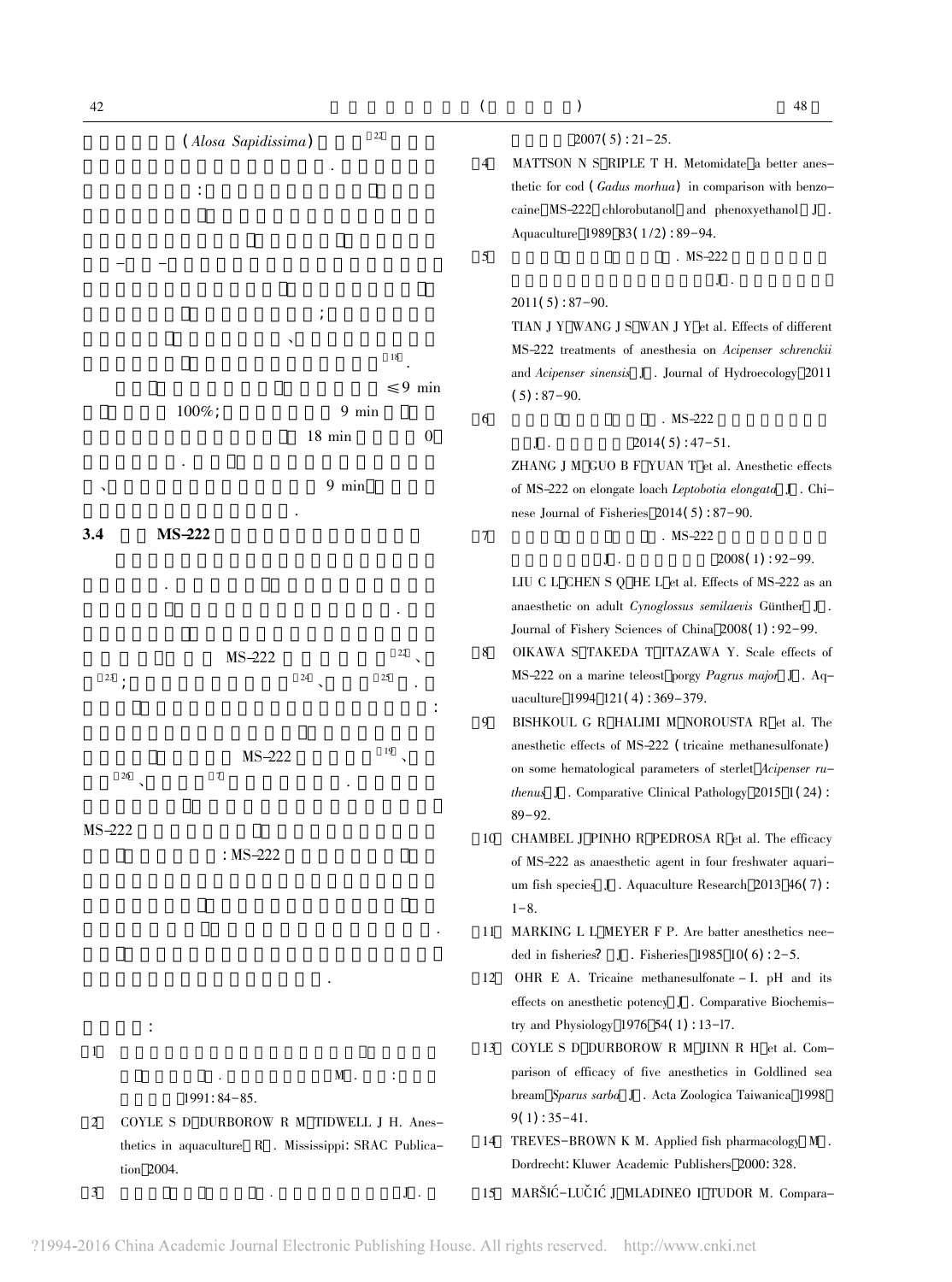(*Alosa Sapidissima*) [22]

.

:

– –

;

、

[18].

≤9 min

100%; 9 min

18 min 0

.

、 9 min

.

### 3.4 MS-222

.

.

MS-222 [22]、

[23]; [24]、 [25].

:

MS-222 [19]、

[26]、 [7] .

MS-222

: MS-222

.

.

:

[1] [M]. : 1991: 84–85.

[2] COYLE S D, DURBOROW R M, TIDWELL J H. Anesthetics in aquaculture[R]. Mississippi: SRAC Publication, 2004.

[3] [J]. 2007(5): 21–25.

[4] MATTSON N S, RIPLE T H. Metomidate, a better anesthetic for cod (*Gadus morhua*) in comparison with benzocaine, MS-222, chlorobutanol, and phenoxyethanol[J]. Aquaculture, 1989, 83(1/2): 89–94.

[5] . MS-222 [J]. 2011(5): 87–90.
TIAN J Y, WANG J S, WAN J Y, et al. Effects of different MS-222 treatments of anesthesia on *Acipenser schrenckii* and *Acipenser sinensis*[J]. Journal of Hydroecology, 2011(5): 87–90.

[6] . MS-222 [J]. 2014(5): 47–51.
ZHANG J M, GUO B F, YUAN T, et al. Anesthetic effects of MS-222 on elongate loach *Leptobotia elongata*[J]. Chinese Journal of Fisheries, 2014(5): 87–90.

[7] . MS-222 [J]. 2008(1): 92–99.
LIU C L, CHEN S Q, HE L, et al. Effects of MS-222 as an anaesthetic on adult *Cynoglossus semilaevis* Günther[J]. Journal of Fishery Sciences of China, 2008(1): 92–99.

[8] OIKAWA S, TAKEDA T, ITAZAWA Y. Scale effects of MS-222 on a marine teleost, porgy *Pagrus major*[J]. Aquaculture, 1994, 121(4): 369–379.

[9] BISHKOUL G R, HALIMI M, NOROUSTA R, et al. The anesthetic effects of MS-222 (tricaine methanesulfonate) on some hematological parameters of sterlet, *Acipenser ruthenus*[J]. Comparative Clinical Pathology, 2015, 1(24): 89–92.

[10] CHAMBEL J, PINHO R, PEDROSA R, et al. The efficacy of MS-222 as anaesthetic agent in four freshwater aquarium fish species[J]. Aquaculture Research, 2013, 46(7): 1–8.

[11] MARKING L L, MEYER F P. Are batter anesthetics needed in fisheries? [J]. Fisheries, 1985, 10(6): 2–5.

[12] OHR E A. Tricaine methanesulfonate – I. pH and its effects on anesthetic potency[J]. Comparative Biochemistry and Physiology, 1976, 54(1): 13–17.

[13] COYLE S D, DURBOROW R M, JINN R H, et al. Comparison of efficacy of five anesthetics in Goldlined sea bream, *Sparus sarba*[J]. Acta Zoologica Taiwanica, 1998, 9(1): 35–41.

[14] TREVES-BROWN K M. Applied fish pharmacology[M]. Dordrecht: Kluwer Academic Publishers, 2000: 328.

[15] MARŠIĆ-LUČIĆ J, MLADINEO I, TUDOR M. Compara-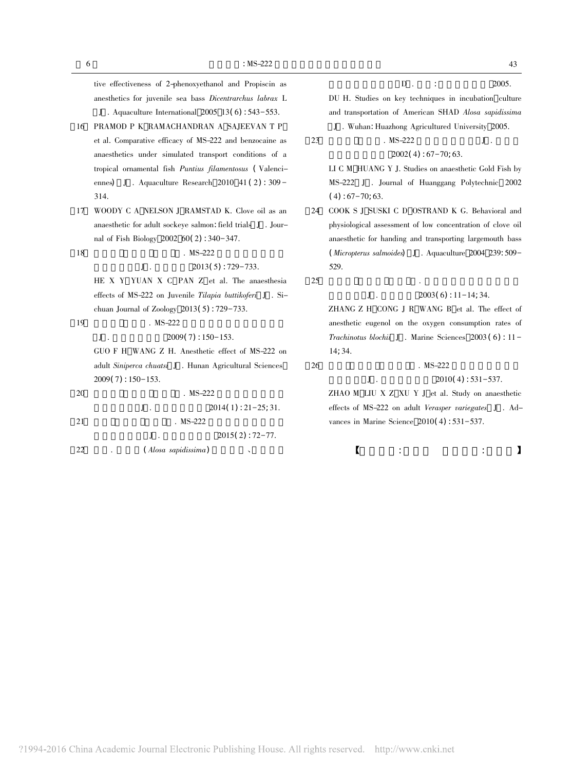tive effectiveness of 2-phenoxyethanol and Propiscin as anesthetics for juvenile sea bass *Dicentrarchus labrax* L [J]. Aquaculture International, 2005, 13(6): 543-553.

[16] PRAMOD P K, RAMACHANDRAN A, SAJEEVAN T P, et al. Comparative efficacy of MS-222 and benzocaine as anaesthetics under simulated transport conditions of a tropical ornamental fish *Puntius filamentosus* (Valenciennes) [J]. Aquaculture Research, 2010, 41(2): 309-314.

[17] WOODY C A, NELSON J, RAMSTAD K. Clove oil as an anaesthetic for adult sockeye salmon: field trials[J]. Journal of Fish Biology, 2002, 60(2): 340-347.

[18] . MS-222 [J]. , 2013(5): 729-733.
HE X Y, YUAN X C, PAN Z, et al. The anaesthesia effects of MS-222 on Juvenile *Tilapia buttikoferi*[J]. Sichuan Journal of Zoology, 2013(5): 729-733.

[19] . MS-222 [J]. , 2009(7): 150-153.
GUO F H, WANG Z H. Anesthetic effect of MS-222 on adult *Siniperca chuatsi*[J]. Hunan Agricultural Sciences, 2009(7): 150-153.

[20] . MS-222 [J]. , 2014(1): 21-25; 31.

[21] . MS-222 [J]. , 2015(2): 72-77.

[22] . (*Alosa sapidissima*) 、 [D]. : , 2005.
DU H. Studies on key techniques in incubation, culture and transportation of American SHAD *Alosa sapidissima* [J]. Wuhan: Huazhong Agricultured University, 2005.

[23] . MS-222 [J]. , 2002(4): 67-70; 63.
LI C M, HUANG Y J. Studies on anaesthetic Gold Fish by MS-222[J]. Journal of Huanggang Polytechnic, 2002(4): 67-70; 63.

[24] COOK S J, SUSKI C D, OSTRAND K G. Behavioral and physiological assessment of low concentration of clove oil anaesthetic for handing and transporting largemouth bass (*Micropterus salmoides*)[J]. Aquaculture, 2004, 239: 509-529.

[25] . [J]. , 2003(6): 11-14; 34.
ZHANG Z H, CONG J R, WANG B, et al. The effect of anesthetic eugenol on the oxygen consumption rates of *Trachinotus blochii*[J]. Marine Sciences, 2003(6): 11-14; 34.

[26] . MS-222 [J]. , 2010(4): 531-537.
ZHAO M, LIU X Z, XU Y J, et al. Study on anaesthetic effects of MS-222 on adult *Verasper variegates*[J]. Advances in Marine Science, 2010(4): 531-537.

【 : : 】